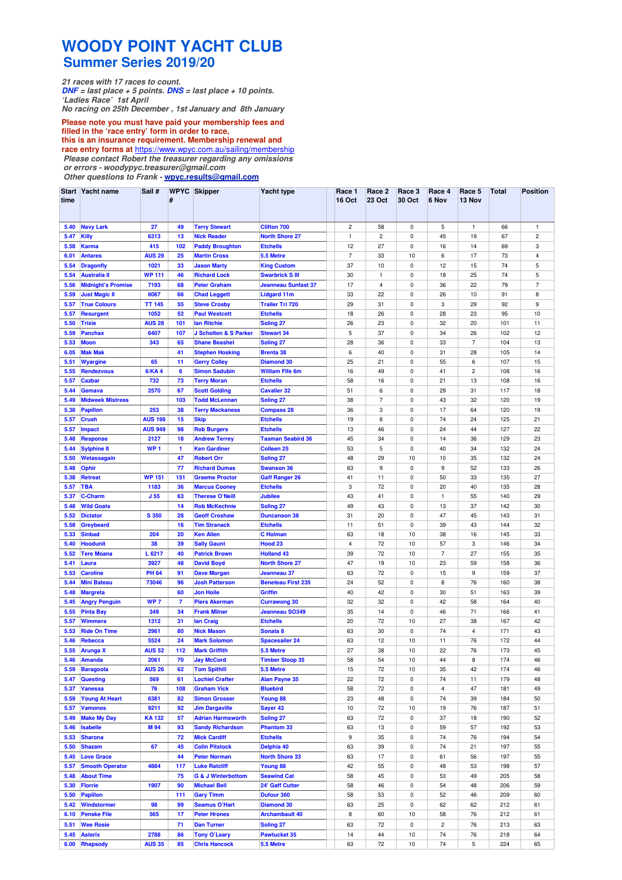# WOODY POINT YACHT CLUB

## Summer Series 2019/20

*21 races with 17 races to count.*
*DNF = last place + 5 points. DNS = last place + 10 points.*
*'Ladies Race' 1st April*
*No racing on 25th December , 1st January and 8th January*

**Please note you must have paid your membership fees and filled in the 'race entry' form in order to race, this is an insurance requirement. Membership renewal and race entry forms at https://www.wpyc.com.au/sailing/membership**
*Please contact Robert the treasurer regarding any omissions or errors - woodypyc.treasurer@gmail.com*
*Other questions to Frank - wpyc.results@gmail.com*

| Start time | Yacht name | Sail # | WPYC # | Skipper | Yacht type | | Race 1 16 Oct | Race 2 23 Oct | Race 3 30 Oct | Race 4 6 Nov | Race 5 13 Nov | Total | Position |
|---|---|---|---|---|---|---|---|---|---|---|---|---|---|
| 5.40 | Navy Lark | 27 | 49 | Terry Stewart | Clifton 700 | | 2 | 58 | 0 | 5 | 1 | 66 | 1 |
| 5.47 | Killy | 6313 | 13 | Nick Reader | North Shore 27 | | 1 | 2 | 0 | 45 | 19 | 67 | 2 |
| 5.58 | Karma | 415 | 102 | Paddy Broughton | Etchells | | 12 | 27 | 0 | 16 | 14 | 69 | 3 |
| 6.01 | Antares | AUS 29 | 25 | Martin Cross | 5.5 Metre | | 7 | 33 | 10 | 6 | 17 | 73 | 4 |
| 5.54 | Dragonfly | 1021 | 33 | Jason Marty | King Custom | | 37 | 10 | 0 | 12 | 15 | 74 | 5 |
| 5.54 | Australia II | WP 111 | 46 | Richard Lock | Swarbrick S III | | 30 | 1 | 0 | 18 | 25 | 74 | 5 |
| 5.56 | Midnight's Promise | 7193 | 68 | Peter Graham | Jeanneau Sunfast 37 | | 17 | 4 | 0 | 36 | 22 | 79 | 7 |
| 5.59 | Just Magic II | 6067 | 66 | Chad Leggett | Lidgard 11m | | 33 | 22 | 0 | 26 | 10 | 91 | 8 |
| 5.57 | True Colours | TT 145 | 55 | Steve Crosby | Trailer Tri 720 | | 29 | 31 | 0 | 3 | 29 | 92 | 9 |
| 5.57 | Resurgent | 1052 | 52 | Paul Westcott | Etchells | | 18 | 26 | 0 | 28 | 23 | 95 | 10 |
| 5.50 | Trixie | AUS 28 | 101 | Ian Ritchie | Soling 27 | | 26 | 23 | 0 | 32 | 20 | 101 | 11 |
| 5.59 | Panchax | 6407 | 107 | J Scholten & S Parker | Stewart 34 | | 5 | 37 | 0 | 34 | 26 | 102 | 12 |
| 5.53 | Moon | 343 | 65 | Shane Beashel | Soling 27 | | 28 | 36 | 0 | 33 | 7 | 104 | 13 |
| 6.05 | Mak Mak | | 41 | Stephen Hosking | Brenta 38 | | 6 | 40 | 0 | 31 | 28 | 105 | 14 |
| 5.51 | Wyargine | 65 | 11 | Gerry Colley | Diamond 30 | | 25 | 21 | 0 | 55 | 6 | 107 | 15 |
| 5.55 | Rendezvous | 6/KA 4 | 6 | Simon Sadubin | William Fife 6m | | 16 | 49 | 0 | 41 | 2 | 108 | 16 |
| 5.57 | Cazbar | 732 | 73 | Terry Moran | Etchells | | 58 | 16 | 0 | 21 | 13 | 108 | 16 |
| 5.44 | Gemava | 2570 | 67 | Scott Golding | Cavalier 32 | | 51 | 6 | 0 | 29 | 31 | 117 | 18 |
| 5.49 | Midweek Mistress | | 103 | Todd McLennan | Soling 27 | | 38 | 7 | 0 | 43 | 32 | 120 | 19 |
| 5.38 | Papillon | 253 | 38 | Terry Mackaness | Compass 28 | | 36 | 3 | 0 | 17 | 64 | 120 | 19 |
| 5.57 | Crush | AUS 198 | 15 | Skip | Etchells | | 19 | 8 | 0 | 74 | 24 | 125 | 21 |
| 5.57 | Impact | AUS 949 | 98 | Rob Burgers | Etchells | | 13 | 46 | 0 | 24 | 44 | 127 | 22 |
| 5.48 | Response | 2127 | 18 | Andrew Terrey | Tasman Seabird 36 | | 45 | 34 | 0 | 14 | 36 | 129 | 23 |
| 5.44 | Sylphine II | WP 1 | 1 | Ken Gardiner | Colleen 25 | | 53 | 5 | 0 | 40 | 34 | 132 | 24 |
| 5.50 | Wetassagain | | 47 | Robert Orr | Soling 27 | | 48 | 29 | 10 | 10 | 35 | 132 | 24 |
| 5.48 | Ophir | | 77 | Richard Dumas | Swanson 36 | | 63 | 9 | 0 | 9 | 52 | 133 | 26 |
| 5.38 | Retreat | WP 151 | 151 | Graeme Proctor | Gaff Ranger 26 | | 41 | 11 | 0 | 50 | 33 | 135 | 27 |
| 5.57 | TBA | 1183 | 36 | Marcus Cooney | Etchells | | 3 | 72 | 0 | 20 | 40 | 135 | 28 |
| 5.37 | C-Charm | J 55 | 63 | Therese O'Neill | Jubilee | | 43 | 41 | 0 | 1 | 55 | 140 | 29 |
| 5.48 | Wild Goats | | 14 | Rob McKechnie | Soling 27 | | 49 | 43 | 0 | 13 | 37 | 142 | 30 |
| 5.52 | Dictator | S 350 | 28 | Geoff Croshaw | Duncanson 38 | | 31 | 20 | 0 | 47 | 45 | 143 | 31 |
| 5.58 | Greybeard | | 16 | Tim Stranack | Etchells | | 11 | 51 | 0 | 39 | 43 | 144 | 32 |
| 5.33 | Sinbad | 204 | 20 | Ken Allen | C Holman | | 63 | 18 | 10 | 38 | 16 | 145 | 33 |
| 5.40 | Hoodunit | 38 | 39 | Sally Gaunt | Hood 23 | | 4 | 72 | 10 | 57 | 3 | 146 | 34 |
| 5.52 | Tere Moana | L 6217 | 40 | Patrick Brown | Holland 43 | | 39 | 72 | 10 | 7 | 27 | 155 | 35 |
| 5.41 | Laura | 3927 | 48 | David Boyd | North Shore 27 | | 47 | 19 | 10 | 23 | 59 | 158 | 36 |
| 5.53 | Caroline | PH 64 | 91 | Dave Morgan | Jeanneau 37 | | 63 | 72 | 0 | 15 | 9 | 159 | 37 |
| 5.44 | Mini Bateau | 73046 | 96 | Josh Patterson | Beneteau First 235 | | 24 | 52 | 0 | 8 | 76 | 160 | 38 |
| 5.48 | Margreta | | 60 | Jon Hoile | Griffin | | 40 | 42 | 0 | 30 | 51 | 163 | 39 |
| 5.45 | Angry Penguin | WP 7 | 7 | Piers Akerman | Currawong 30 | | 32 | 32 | 0 | 42 | 58 | 164 | 40 |
| 5.55 | Pinta Bay | 349 | 34 | Frank Milner | Jeanneau SO349 | | 35 | 14 | 0 | 46 | 71 | 166 | 41 |
| 5.57 | Wimmera | 1312 | 31 | Ian Craig | Etchells | | 20 | 72 | 10 | 27 | 38 | 167 | 42 |
| 5.53 | Ride On Time | 2961 | 80 | Nick Mason | Sonata 8 | | 63 | 30 | 0 | 74 | 4 | 171 | 43 |
| 5.46 | Rebecca | 5524 | 24 | Mark Solomon | Spacesailer 24 | | 63 | 12 | 10 | 11 | 76 | 172 | 44 |
| 5.55 | Arunga X | AUS 52 | 112 | Mark Griffith | 5.5 Metre | | 27 | 38 | 10 | 22 | 76 | 173 | 45 |
| 5.46 | Amanda | 2061 | 70 | Jay McCord | Timber Sloop 35 | | 58 | 54 | 10 | 44 | 8 | 174 | 46 |
| 5.59 | Baragoola | AUS 26 | 62 | Tom Spithill | 5.5 Metre | | 15 | 72 | 10 | 35 | 42 | 174 | 46 |
| 5.47 | Questing | 569 | 61 | Lochiel Crafter | Alan Payne 35 | | 22 | 72 | 0 | 74 | 11 | 179 | 48 |
| 5.37 | Vanessa | 76 | 108 | Graham Vick | Bluebird | | 58 | 72 | 0 | 4 | 47 | 181 | 49 |
| 5.59 | Young At Heart | 6381 | 82 | Simon Grosser | Young 88 | | 23 | 48 | 0 | 74 | 39 | 184 | 50 |
| 5.57 | Vamonos | 9211 | 92 | Jim Dargaville | Sayer 43 | | 10 | 72 | 10 | 19 | 76 | 187 | 51 |
| 5.49 | Make My Day | KA 132 | 57 | Adrian Harmsworth | Soling 27 | | 63 | 72 | 0 | 37 | 18 | 190 | 52 |
| 5.46 | Isabelle | M 94 | 93 | Sandy Richardson | Phantom 33 | | 63 | 13 | 0 | 59 | 57 | 192 | 53 |
| 5.53 | Sharona | | 72 | Mick Cardiff | Etchells | | 9 | 35 | 0 | 74 | 76 | 194 | 54 |
| 5.50 | Shazam | 67 | 45 | Colin Pitstock | Delphia 40 | | 63 | 39 | 0 | 74 | 21 | 197 | 55 |
| 5.45 | Love Grace | | 44 | Peter Norman | North Shore 33 | | 63 | 17 | 0 | 61 | 56 | 197 | 55 |
| 5.57 | Smooth Operator | 4884 | 117 | Luke Ratcliff | Young 88 | | 42 | 55 | 0 | 48 | 53 | 198 | 57 |
| 5.48 | About Time | | 75 | G & J Winterbottom | Seawind Cat | | 58 | 45 | 0 | 53 | 49 | 205 | 58 |
| 5.30 | Florrie | 1907 | 90 | Michael Bell | 24' Gaff Cutter | | 58 | 46 | 0 | 54 | 48 | 206 | 59 |
| 5.50 | Papillon | | 111 | Gary Timm | Dufour 360 | | 58 | 53 | 0 | 52 | 46 | 209 | 60 |
| 5.42 | Windstormer | 98 | 99 | Seamus O'Hart | Diamond 30 | | 63 | 25 | 0 | 62 | 62 | 212 | 61 |
| 6.10 | Penske File | 565 | 17 | Peter Hrones | Archambault 40 | | 8 | 60 | 10 | 58 | 76 | 212 | 61 |
| 5.51 | Wee Rosie | | 71 | Dan Turner | Soling 27 | | 63 | 72 | 0 | 2 | 76 | 213 | 63 |
| 5.45 | Asterix | 2788 | 86 | Tony O'Leary | Pawtucket 35 | | 14 | 44 | 10 | 74 | 76 | 218 | 64 |
| 6.00 | Rhapsody | AUS 35 | 85 | Chris Hancock | 5.5 Metre | | 63 | 72 | 10 | 74 | 5 | 224 | 65 |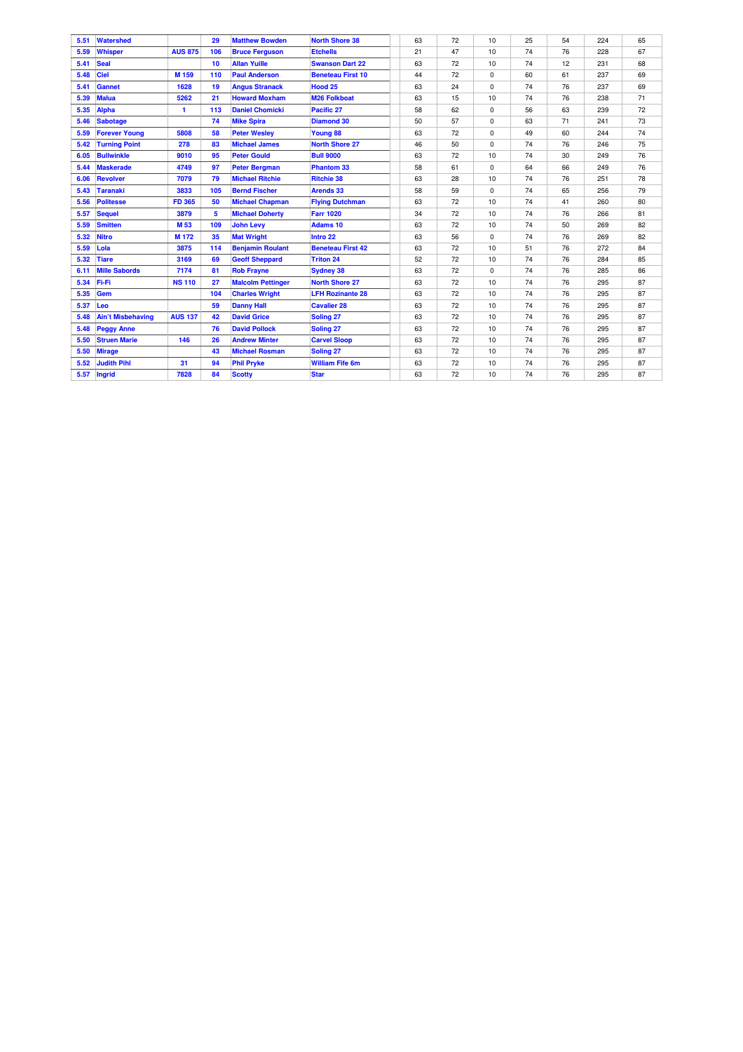| | | | | | | | | | | | | | | |
|---|---|---|---|---|---|---|---|---|---|---|---|---|---|---|
| 5.51 | Watershed | | 29 | Matthew Bowden | North Shore 38 | | 63 | 72 | 10 | 25 | 54 | 224 | 65 |
| 5.59 | Whisper | AUS 875 | 106 | Bruce Ferguson | Etchells | | 21 | 47 | 10 | 74 | 76 | 228 | 67 |
| 5.41 | Seal | | 10 | Allan Yuille | Swanson Dart 22 | | 63 | 72 | 10 | 74 | 12 | 231 | 68 |
| 5.48 | Ciel | M 159 | 110 | Paul Anderson | Beneteau First 10 | | 44 | 72 | 0 | 60 | 61 | 237 | 69 |
| 5.41 | Gannet | 1628 | 19 | Angus Stranack | Hood 25 | | 63 | 24 | 0 | 74 | 76 | 237 | 69 |
| 5.39 | Malua | 5262 | 21 | Howard Moxham | M26 Folkboat | | 63 | 15 | 10 | 74 | 76 | 238 | 71 |
| 5.35 | Alpha | 1 | 113 | Daniel Chomicki | Pacific 27 | | 58 | 62 | 0 | 56 | 63 | 239 | 72 |
| 5.46 | Sabotage | | 74 | Mike Spira | Diamond 30 | | 50 | 57 | 0 | 63 | 71 | 241 | 73 |
| 5.59 | Forever Young | 5808 | 58 | Peter Wesley | Young 88 | | 63 | 72 | 0 | 49 | 60 | 244 | 74 |
| 5.42 | Turning Point | 278 | 83 | Michael James | North Shore 27 | | 46 | 50 | 0 | 74 | 76 | 246 | 75 |
| 6.05 | Bullwinkle | 9010 | 95 | Peter Gould | Bull 9000 | | 63 | 72 | 10 | 74 | 30 | 249 | 76 |
| 5.44 | Maskerade | 4749 | 97 | Peter Bergman | Phantom 33 | | 58 | 61 | 0 | 64 | 66 | 249 | 76 |
| 6.06 | Revolver | 7079 | 79 | Michael Ritchie | Ritchie 38 | | 63 | 28 | 10 | 74 | 76 | 251 | 78 |
| 5.43 | Taranaki | 3833 | 105 | Bernd Fischer | Arends 33 | | 58 | 59 | 0 | 74 | 65 | 256 | 79 |
| 5.56 | Politesse | FD 365 | 50 | Michael Chapman | Flying Dutchman | | 63 | 72 | 10 | 74 | 41 | 260 | 80 |
| 5.57 | Sequel | 3879 | 5 | Michael Doherty | Farr 1020 | | 34 | 72 | 10 | 74 | 76 | 266 | 81 |
| 5.59 | Smitten | M 53 | 109 | John Levy | Adams 10 | | 63 | 72 | 10 | 74 | 50 | 269 | 82 |
| 5.32 | Nitro | M 172 | 35 | Mat Wright | Intro 22 | | 63 | 56 | 0 | 74 | 76 | 269 | 82 |
| 5.59 | Lola | 3875 | 114 | Benjamin Roulant | Beneteau First 42 | | 63 | 72 | 10 | 51 | 76 | 272 | 84 |
| 5.32 | Tiare | 3169 | 69 | Geoff Sheppard | Triton 24 | | 52 | 72 | 10 | 74 | 76 | 284 | 85 |
| 6.11 | Mille Sabords | 7174 | 81 | Rob Frayne | Sydney 38 | | 63 | 72 | 0 | 74 | 76 | 285 | 86 |
| 5.34 | Fi-Fi | NS 110 | 27 | Malcolm Pettinger | North Shore 27 | | 63 | 72 | 10 | 74 | 76 | 295 | 87 |
| 5.35 | Gem | | 104 | Charles Wright | LFH Rozinante 28 | | 63 | 72 | 10 | 74 | 76 | 295 | 87 |
| 5.37 | Leo | | 59 | Danny Hall | Cavalier 28 | | 63 | 72 | 10 | 74 | 76 | 295 | 87 |
| 5.48 | Ain't Misbehaving | AUS 137 | 42 | David Grice | Soling 27 | | 63 | 72 | 10 | 74 | 76 | 295 | 87 |
| 5.48 | Peggy Anne | | 76 | David Pollock | Soling 27 | | 63 | 72 | 10 | 74 | 76 | 295 | 87 |
| 5.50 | Struen Marie | 146 | 26 | Andrew Minter | Carvel Sloop | | 63 | 72 | 10 | 74 | 76 | 295 | 87 |
| 5.50 | Mirage | | 43 | Michael Rosman | Soling 27 | | 63 | 72 | 10 | 74 | 76 | 295 | 87 |
| 5.52 | Judith Pihl | 31 | 94 | Phil Pryke | William Fife 6m | | 63 | 72 | 10 | 74 | 76 | 295 | 87 |
| 5.57 | Ingrid | 7828 | 84 | Scotty | Star | | 63 | 72 | 10 | 74 | 76 | 295 | 87 |